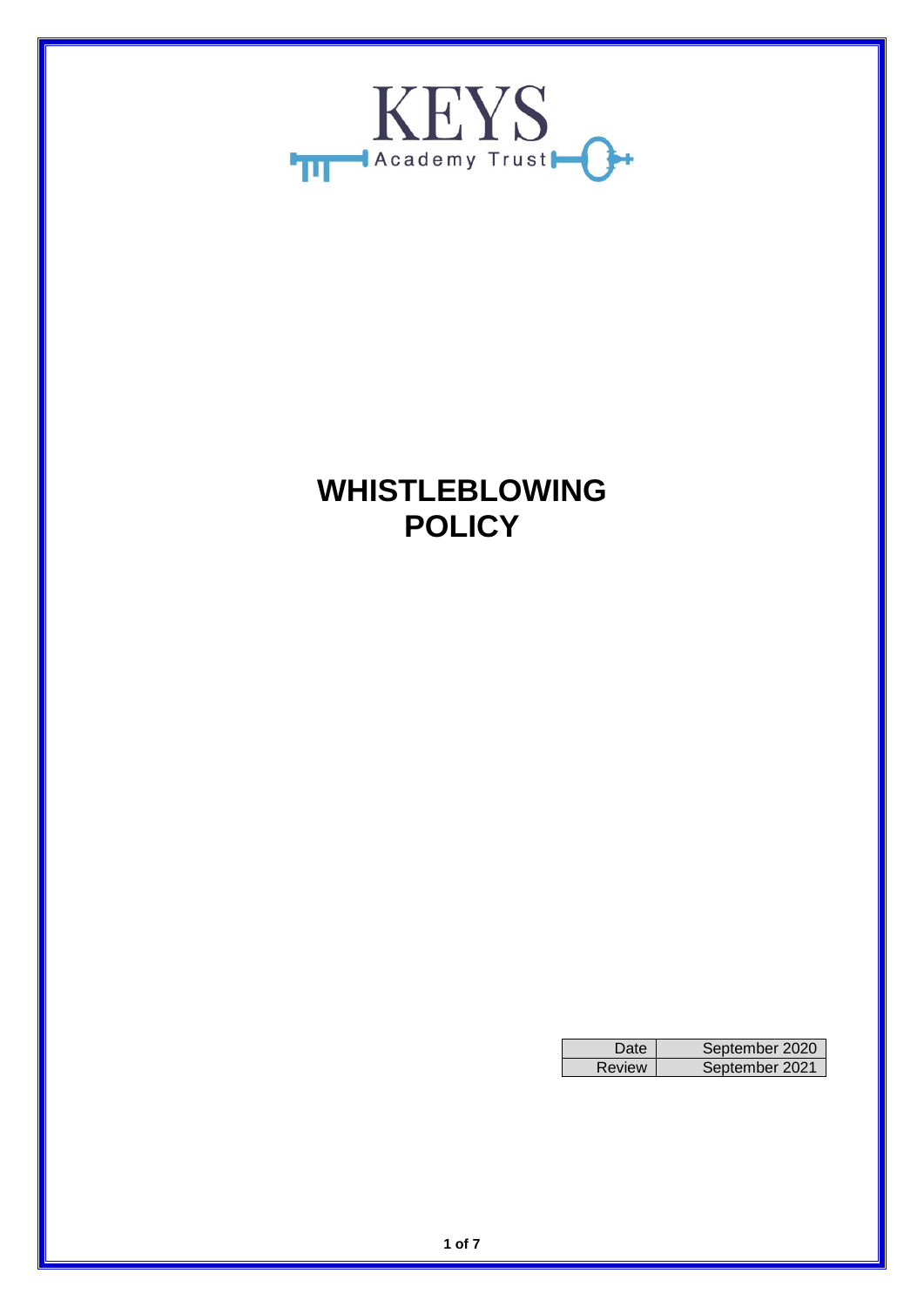KEYS

Academy Trust

# WHISTLEBLOWING POLICY

| Date | September 2020 |
|---|---|
| Review | September 2021 |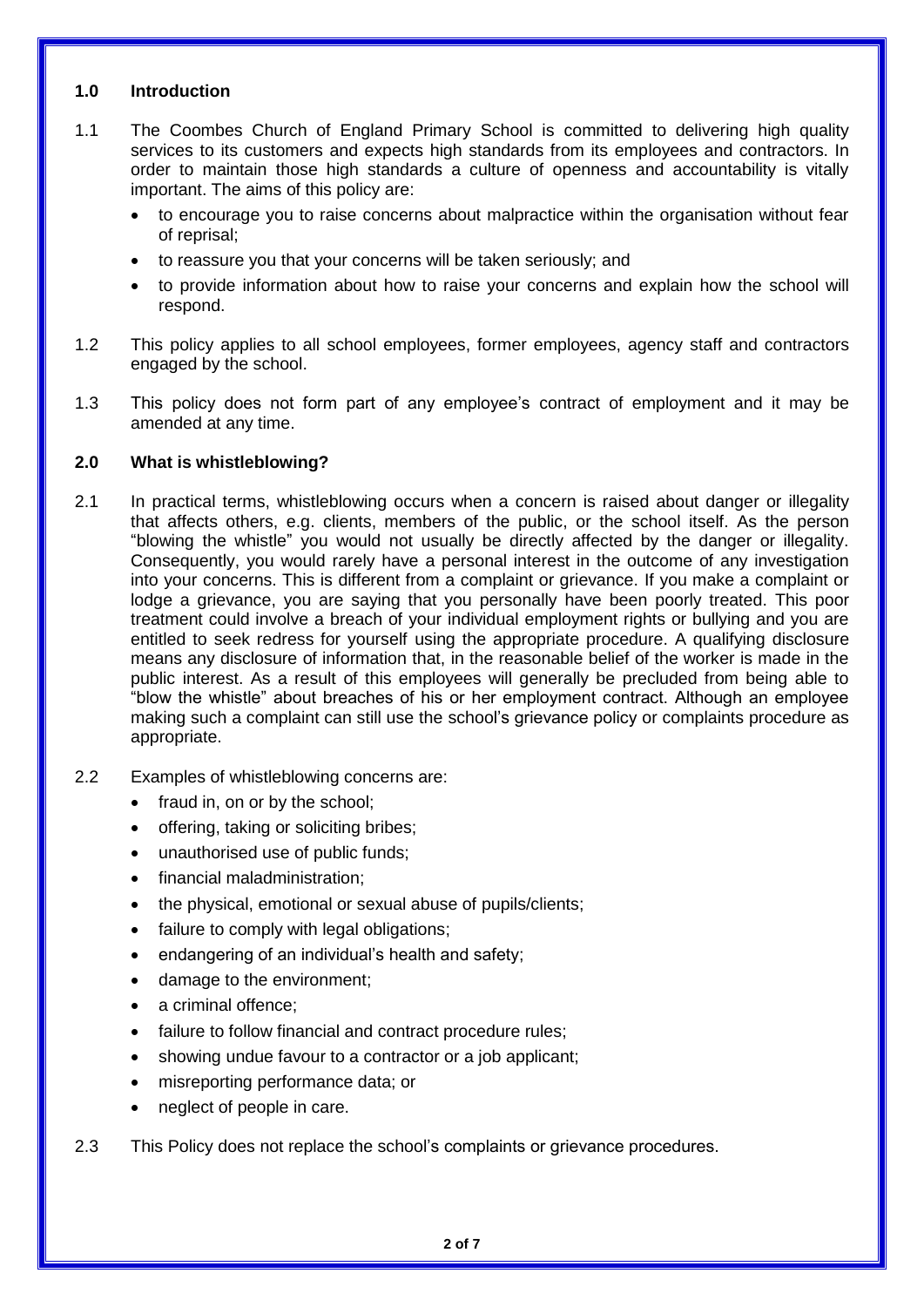## 1.0 Introduction

1.1 The Coombes Church of England Primary School is committed to delivering high quality services to its customers and expects high standards from its employees and contractors. In order to maintain those high standards a culture of openness and accountability is vitally important. The aims of this policy are:

- to encourage you to raise concerns about malpractice within the organisation without fear of reprisal;
- to reassure you that your concerns will be taken seriously; and
- to provide information about how to raise your concerns and explain how the school will respond.

1.2 This policy applies to all school employees, former employees, agency staff and contractors engaged by the school.

1.3 This policy does not form part of any employee's contract of employment and it may be amended at any time.

## 2.0 What is whistleblowing?

2.1 In practical terms, whistleblowing occurs when a concern is raised about danger or illegality that affects others, e.g. clients, members of the public, or the school itself. As the person "blowing the whistle" you would not usually be directly affected by the danger or illegality. Consequently, you would rarely have a personal interest in the outcome of any investigation into your concerns. This is different from a complaint or grievance. If you make a complaint or lodge a grievance, you are saying that you personally have been poorly treated. This poor treatment could involve a breach of your individual employment rights or bullying and you are entitled to seek redress for yourself using the appropriate procedure. A qualifying disclosure means any disclosure of information that, in the reasonable belief of the worker is made in the public interest. As a result of this employees will generally be precluded from being able to "blow the whistle" about breaches of his or her employment contract. Although an employee making such a complaint can still use the school's grievance policy or complaints procedure as appropriate.

2.2 Examples of whistleblowing concerns are:

- fraud in, on or by the school;
- offering, taking or soliciting bribes;
- unauthorised use of public funds;
- financial maladministration;
- the physical, emotional or sexual abuse of pupils/clients;
- failure to comply with legal obligations;
- endangering of an individual's health and safety;
- damage to the environment;
- a criminal offence;
- failure to follow financial and contract procedure rules;
- showing undue favour to a contractor or a job applicant;
- misreporting performance data; or
- neglect of people in care.

2.3 This Policy does not replace the school's complaints or grievance procedures.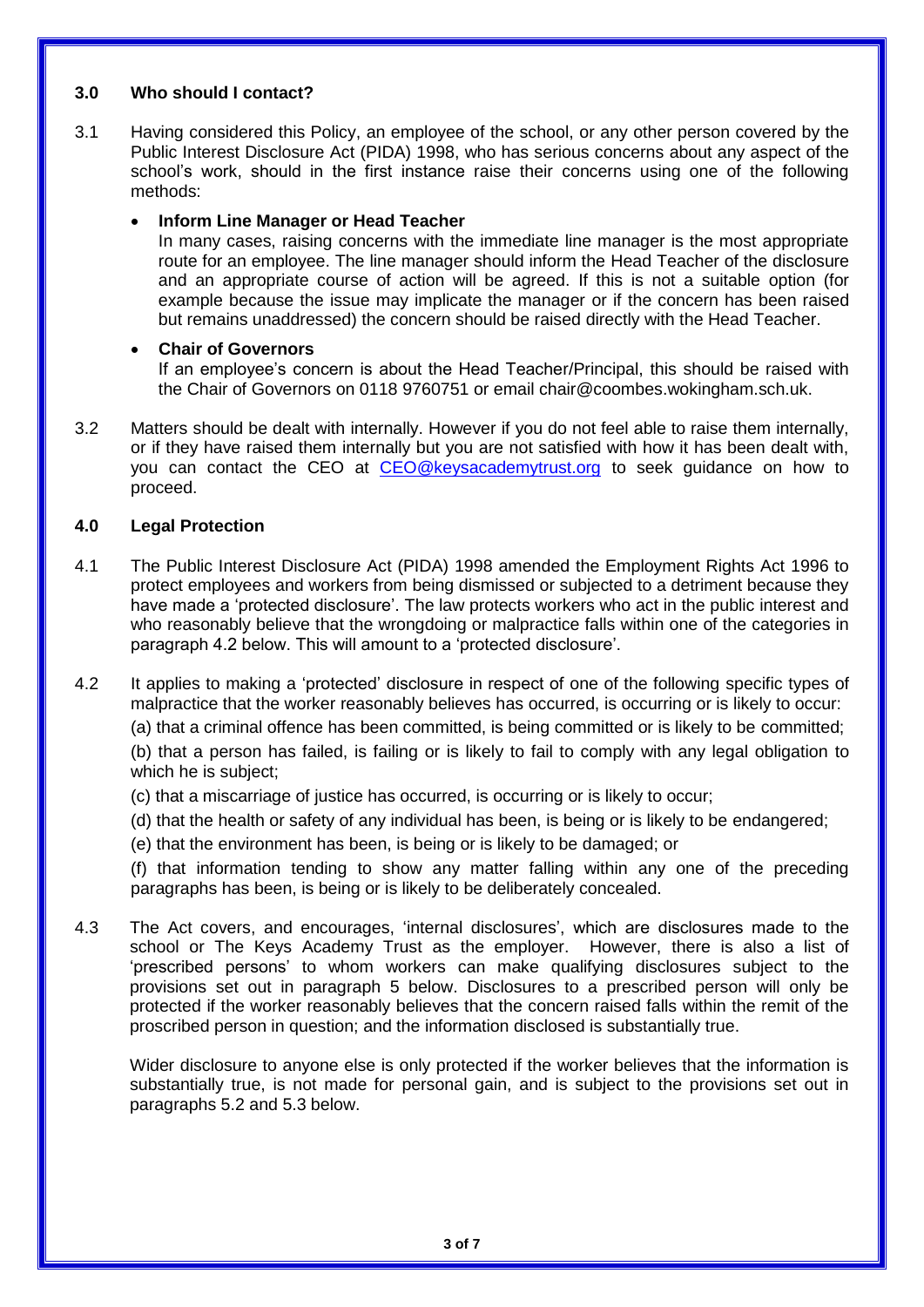## 3.0 Who should I contact?

3.1 Having considered this Policy, an employee of the school, or any other person covered by the Public Interest Disclosure Act (PIDA) 1998, who has serious concerns about any aspect of the school's work, should in the first instance raise their concerns using one of the following methods:

- **Inform Line Manager or Head Teacher**
  In many cases, raising concerns with the immediate line manager is the most appropriate route for an employee. The line manager should inform the Head Teacher of the disclosure and an appropriate course of action will be agreed. If this is not a suitable option (for example because the issue may implicate the manager or if the concern has been raised but remains unaddressed) the concern should be raised directly with the Head Teacher.

- **Chair of Governors**
  If an employee's concern is about the Head Teacher/Principal, this should be raised with the Chair of Governors on 0118 9760751 or email chair@coombes.wokingham.sch.uk.

3.2 Matters should be dealt with internally. However if you do not feel able to raise them internally, or if they have raised them internally but you are not satisfied with how it has been dealt with, you can contact the CEO at CEO@keysacademytrust.org to seek guidance on how to proceed.

## 4.0 Legal Protection

4.1 The Public Interest Disclosure Act (PIDA) 1998 amended the Employment Rights Act 1996 to protect employees and workers from being dismissed or subjected to a detriment because they have made a 'protected disclosure'. The law protects workers who act in the public interest and who reasonably believe that the wrongdoing or malpractice falls within one of the categories in paragraph 4.2 below. This will amount to a 'protected disclosure'.

4.2 It applies to making a 'protected' disclosure in respect of one of the following specific types of malpractice that the worker reasonably believes has occurred, is occurring or is likely to occur:

(a) that a criminal offence has been committed, is being committed or is likely to be committed;

(b) that a person has failed, is failing or is likely to fail to comply with any legal obligation to which he is subject;

(c) that a miscarriage of justice has occurred, is occurring or is likely to occur;

(d) that the health or safety of any individual has been, is being or is likely to be endangered;

(e) that the environment has been, is being or is likely to be damaged; or

(f) that information tending to show any matter falling within any one of the preceding paragraphs has been, is being or is likely to be deliberately concealed.

4.3 The Act covers, and encourages, 'internal disclosures', which are disclosures made to the school or The Keys Academy Trust as the employer. However, there is also a list of 'prescribed persons' to whom workers can make qualifying disclosures subject to the provisions set out in paragraph 5 below. Disclosures to a prescribed person will only be protected if the worker reasonably believes that the concern raised falls within the remit of the proscribed person in question; and the information disclosed is substantially true.

Wider disclosure to anyone else is only protected if the worker believes that the information is substantially true, is not made for personal gain, and is subject to the provisions set out in paragraphs 5.2 and 5.3 below.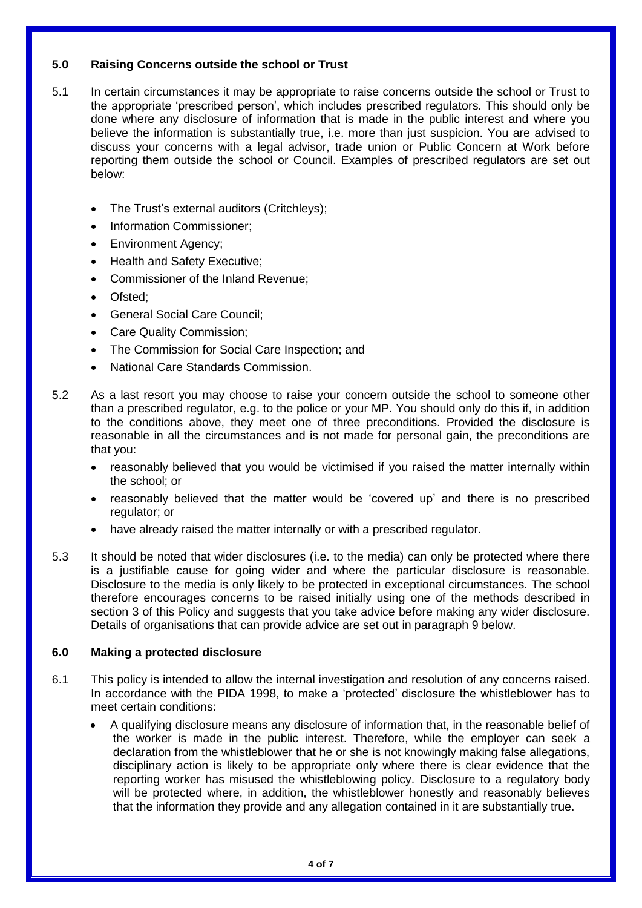## 5.0 Raising Concerns outside the school or Trust

5.1 In certain circumstances it may be appropriate to raise concerns outside the school or Trust to the appropriate 'prescribed person', which includes prescribed regulators. This should only be done where any disclosure of information that is made in the public interest and where you believe the information is substantially true, i.e. more than just suspicion. You are advised to discuss your concerns with a legal advisor, trade union or Public Concern at Work before reporting them outside the school or Council. Examples of prescribed regulators are set out below:

- The Trust's external auditors (Critchleys);
- Information Commissioner;
- Environment Agency;
- Health and Safety Executive;
- Commissioner of the Inland Revenue;
- Ofsted;
- General Social Care Council;
- Care Quality Commission;
- The Commission for Social Care Inspection; and
- National Care Standards Commission.

5.2 As a last resort you may choose to raise your concern outside the school to someone other than a prescribed regulator, e.g. to the police or your MP. You should only do this if, in addition to the conditions above, they meet one of three preconditions. Provided the disclosure is reasonable in all the circumstances and is not made for personal gain, the preconditions are that you:

- reasonably believed that you would be victimised if you raised the matter internally within the school; or
- reasonably believed that the matter would be 'covered up' and there is no prescribed regulator; or
- have already raised the matter internally or with a prescribed regulator.

5.3 It should be noted that wider disclosures (i.e. to the media) can only be protected where there is a justifiable cause for going wider and where the particular disclosure is reasonable. Disclosure to the media is only likely to be protected in exceptional circumstances. The school therefore encourages concerns to be raised initially using one of the methods described in section 3 of this Policy and suggests that you take advice before making any wider disclosure. Details of organisations that can provide advice are set out in paragraph 9 below.

## 6.0 Making a protected disclosure

6.1 This policy is intended to allow the internal investigation and resolution of any concerns raised. In accordance with the PIDA 1998, to make a 'protected' disclosure the whistleblower has to meet certain conditions:

- A qualifying disclosure means any disclosure of information that, in the reasonable belief of the worker is made in the public interest. Therefore, while the employer can seek a declaration from the whistleblower that he or she is not knowingly making false allegations, disciplinary action is likely to be appropriate only where there is clear evidence that the reporting worker has misused the whistleblowing policy. Disclosure to a regulatory body will be protected where, in addition, the whistleblower honestly and reasonably believes that the information they provide and any allegation contained in it are substantially true.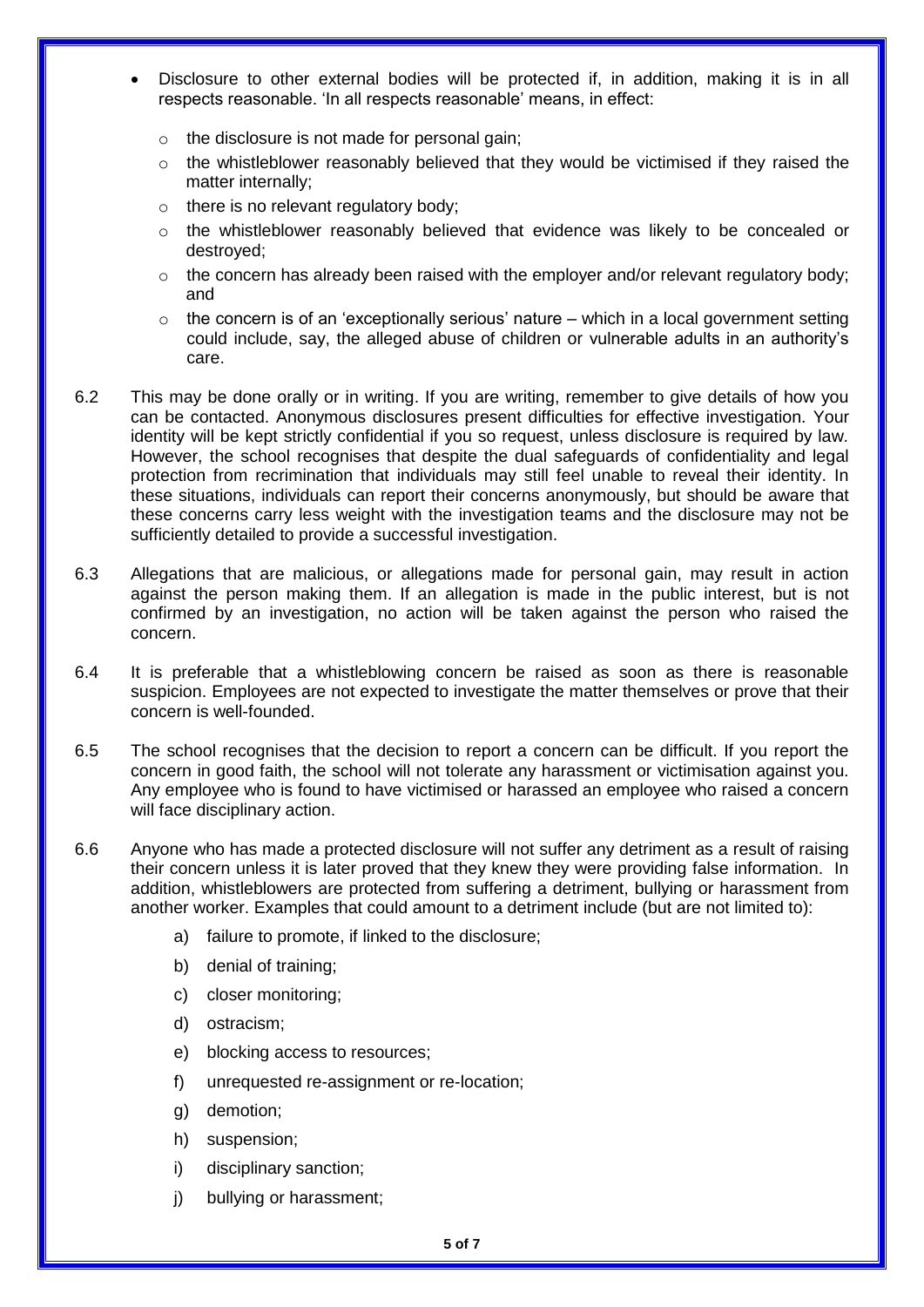- Disclosure to other external bodies will be protected if, in addition, making it is in all respects reasonable. 'In all respects reasonable' means, in effect:
    - the disclosure is not made for personal gain;
    - the whistleblower reasonably believed that they would be victimised if they raised the matter internally;
    - there is no relevant regulatory body;
    - the whistleblower reasonably believed that evidence was likely to be concealed or destroyed;
    - the concern has already been raised with the employer and/or relevant regulatory body; and
    - the concern is of an 'exceptionally serious' nature – which in a local government setting could include, say, the alleged abuse of children or vulnerable adults in an authority's care.

6.2 This may be done orally or in writing. If you are writing, remember to give details of how you can be contacted. Anonymous disclosures present difficulties for effective investigation. Your identity will be kept strictly confidential if you so request, unless disclosure is required by law. However, the school recognises that despite the dual safeguards of confidentiality and legal protection from recrimination that individuals may still feel unable to reveal their identity. In these situations, individuals can report their concerns anonymously, but should be aware that these concerns carry less weight with the investigation teams and the disclosure may not be sufficiently detailed to provide a successful investigation.

6.3 Allegations that are malicious, or allegations made for personal gain, may result in action against the person making them. If an allegation is made in the public interest, but is not confirmed by an investigation, no action will be taken against the person who raised the concern.

6.4 It is preferable that a whistleblowing concern be raised as soon as there is reasonable suspicion. Employees are not expected to investigate the matter themselves or prove that their concern is well-founded.

6.5 The school recognises that the decision to report a concern can be difficult. If you report the concern in good faith, the school will not tolerate any harassment or victimisation against you. Any employee who is found to have victimised or harassed an employee who raised a concern will face disciplinary action.

6.6 Anyone who has made a protected disclosure will not suffer any detriment as a result of raising their concern unless it is later proved that they knew they were providing false information. In addition, whistleblowers are protected from suffering a detriment, bullying or harassment from another worker. Examples that could amount to a detriment include (but are not limited to):

a) failure to promote, if linked to the disclosure;

b) denial of training;

c) closer monitoring;

d) ostracism;

e) blocking access to resources;

f) unrequested re-assignment or re-location;

g) demotion;

h) suspension;

i) disciplinary sanction;

j) bullying or harassment;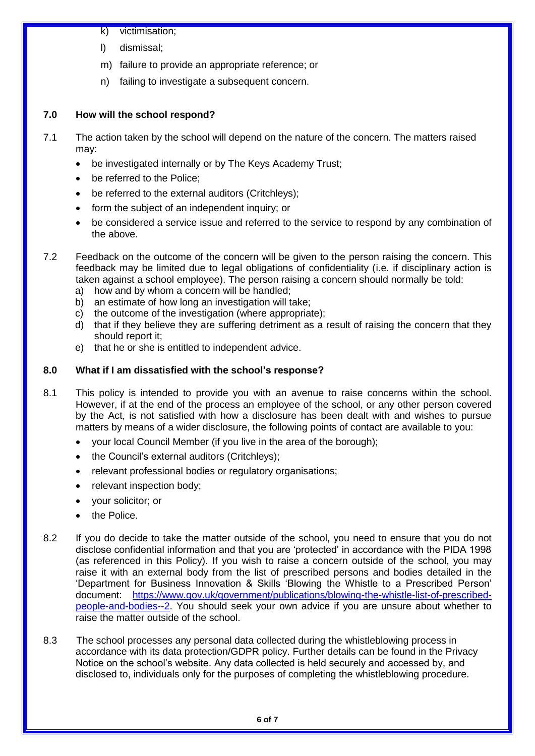k) victimisation;

l) dismissal;

m) failure to provide an appropriate reference; or

n) failing to investigate a subsequent concern.

### 7.0 How will the school respond?

7.1 The action taken by the school will depend on the nature of the concern. The matters raised may:

- be investigated internally or by The Keys Academy Trust;
- be referred to the Police;
- be referred to the external auditors (Critchleys);
- form the subject of an independent inquiry; or
- be considered a service issue and referred to the service to respond by any combination of the above.

7.2 Feedback on the outcome of the concern will be given to the person raising the concern. This feedback may be limited due to legal obligations of confidentiality (i.e. if disciplinary action is taken against a school employee). The person raising a concern should normally be told:

a) how and by whom a concern will be handled;
b) an estimate of how long an investigation will take;
c) the outcome of the investigation (where appropriate);
d) that if they believe they are suffering detriment as a result of raising the concern that they should report it;
e) that he or she is entitled to independent advice.

### 8.0 What if I am dissatisfied with the school's response?

8.1 This policy is intended to provide you with an avenue to raise concerns within the school. However, if at the end of the process an employee of the school, or any other person covered by the Act, is not satisfied with how a disclosure has been dealt with and wishes to pursue matters by means of a wider disclosure, the following points of contact are available to you:

- your local Council Member (if you live in the area of the borough);
- the Council's external auditors (Critchleys);
- relevant professional bodies or regulatory organisations;
- relevant inspection body;
- your solicitor; or
- the Police.

8.2 If you do decide to take the matter outside of the school, you need to ensure that you do not disclose confidential information and that you are 'protected' in accordance with the PIDA 1998 (as referenced in this Policy). If you wish to raise a concern outside of the school, you may raise it with an external body from the list of prescribed persons and bodies detailed in the 'Department for Business Innovation & Skills 'Blowing the Whistle to a Prescribed Person' document: [https://www.gov.uk/government/publications/blowing-the-whistle-list-of-prescribed-people-and-bodies--2](https://www.gov.uk/government/publications/blowing-the-whistle-list-of-prescribed-people-and-bodies--2). You should seek your own advice if you are unsure about whether to raise the matter outside of the school.

8.3 The school processes any personal data collected during the whistleblowing process in accordance with its data protection/GDPR policy. Further details can be found in the Privacy Notice on the school's website. Any data collected is held securely and accessed by, and disclosed to, individuals only for the purposes of completing the whistleblowing procedure.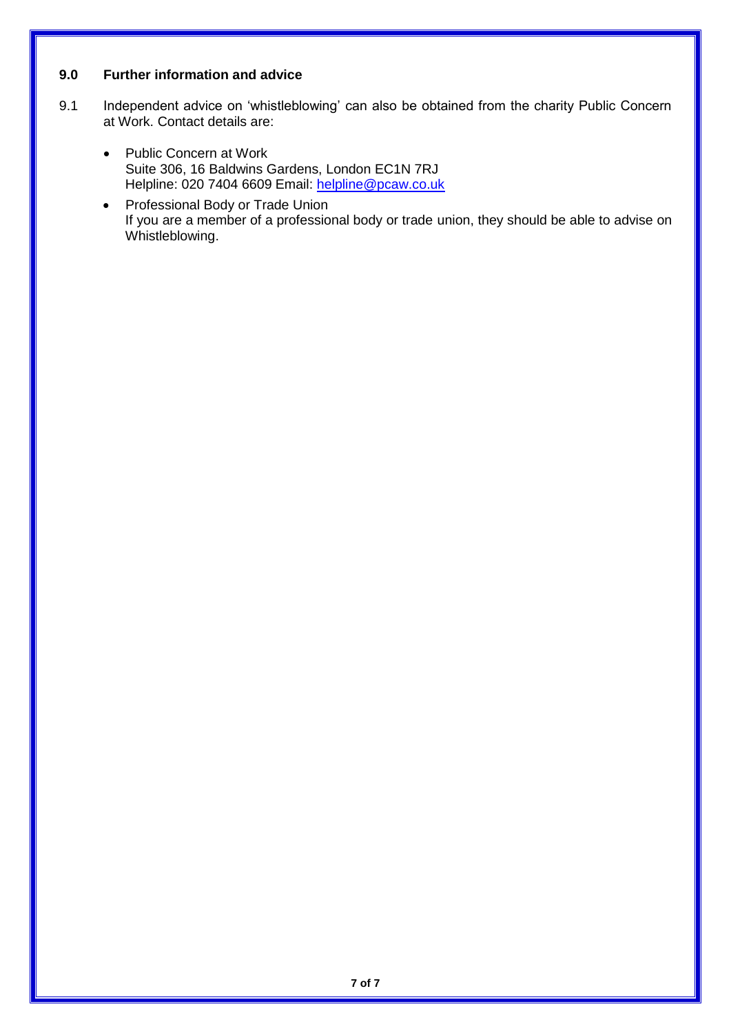## 9.0 Further information and advice

9.1 Independent advice on 'whistleblowing' can also be obtained from the charity Public Concern at Work. Contact details are:

- Public Concern at Work
  Suite 306, 16 Baldwins Gardens, London EC1N 7RJ
  Helpline: 020 7404 6609 Email: helpline@pcaw.co.uk
- Professional Body or Trade Union
  If you are a member of a professional body or trade union, they should be able to advise on Whistleblowing.